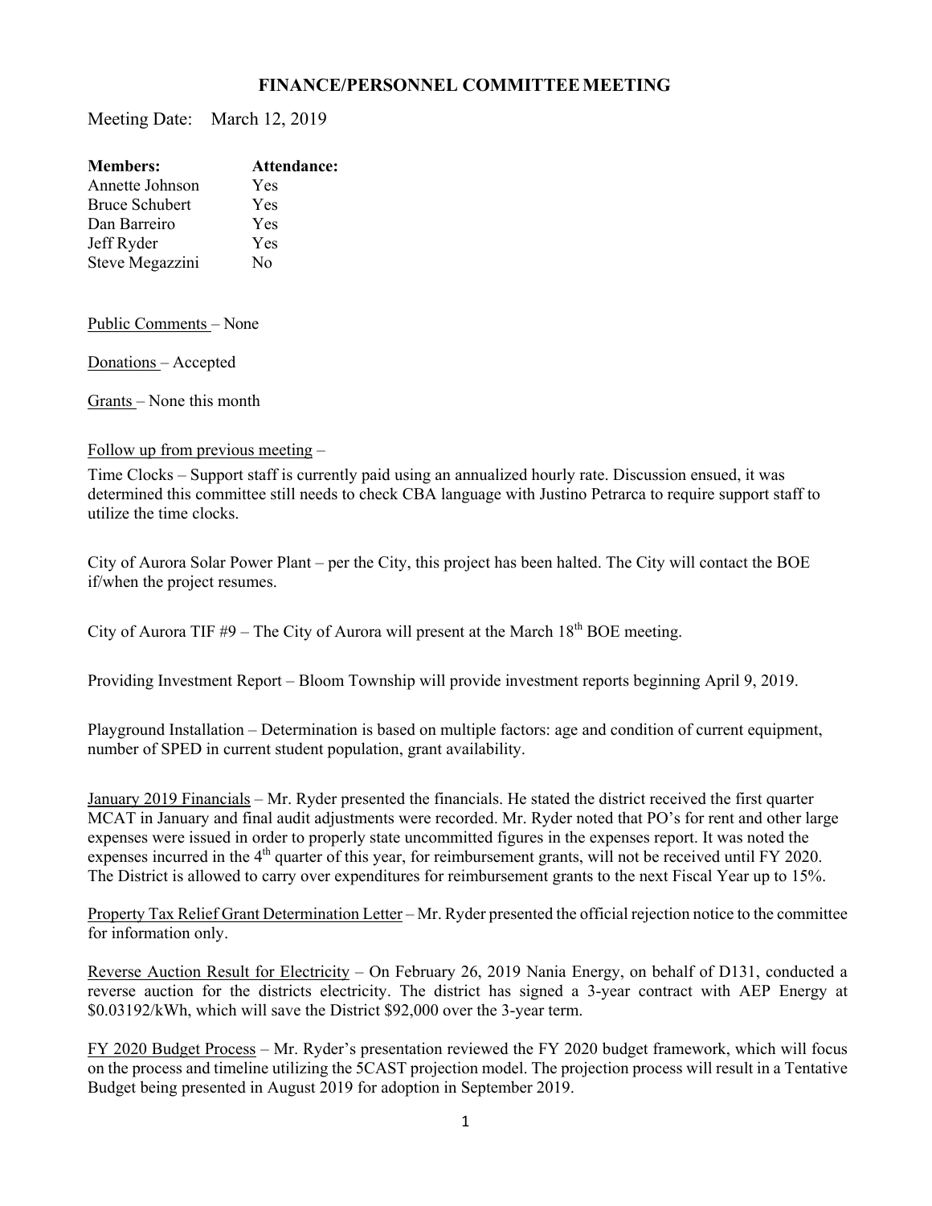# FINANCE/PERSONNEL COMMITTEE MEETING

Meeting Date: March 12, 2019

| Members: | Attendance: |
|---|---|
| Annette Johnson | Yes |
| Bruce Schubert | Yes |
| Dan Barreiro | Yes |
| Jeff Ryder | Yes |
| Steve Megazzini | No |

Public Comments – None

Donations – Accepted

Grants – None this month

Follow up from previous meeting –

Time Clocks – Support staff is currently paid using an annualized hourly rate. Discussion ensued, it was determined this committee still needs to check CBA language with Justino Petrarca to require support staff to utilize the time clocks.

City of Aurora Solar Power Plant – per the City, this project has been halted. The City will contact the BOE if/when the project resumes.

City of Aurora TIF #9 – The City of Aurora will present at the March 18th BOE meeting.

Providing Investment Report – Bloom Township will provide investment reports beginning April 9, 2019.

Playground Installation – Determination is based on multiple factors: age and condition of current equipment, number of SPED in current student population, grant availability.

January 2019 Financials – Mr. Ryder presented the financials. He stated the district received the first quarter MCAT in January and final audit adjustments were recorded. Mr. Ryder noted that PO's for rent and other large expenses were issued in order to properly state uncommitted figures in the expenses report. It was noted the expenses incurred in the 4th quarter of this year, for reimbursement grants, will not be received until FY 2020. The District is allowed to carry over expenditures for reimbursement grants to the next Fiscal Year up to 15%.

Property Tax Relief Grant Determination Letter – Mr. Ryder presented the official rejection notice to the committee for information only.

Reverse Auction Result for Electricity – On February 26, 2019 Nania Energy, on behalf of D131, conducted a reverse auction for the districts electricity. The district has signed a 3-year contract with AEP Energy at $0.03192/kWh, which will save the District $92,000 over the 3-year term.

FY 2020 Budget Process – Mr. Ryder's presentation reviewed the FY 2020 budget framework, which will focus on the process and timeline utilizing the 5CAST projection model. The projection process will result in a Tentative Budget being presented in August 2019 for adoption in September 2019.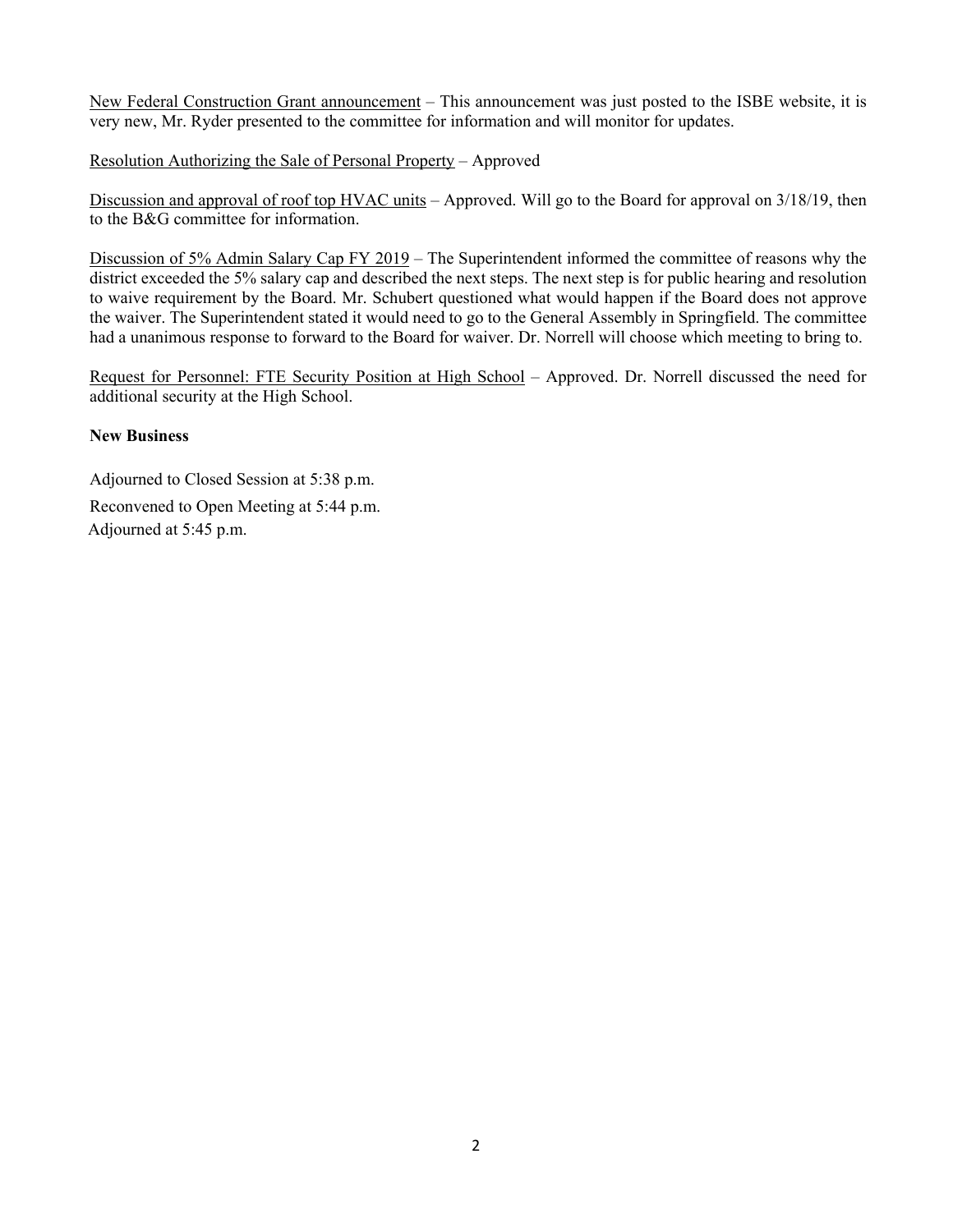<u>New Federal Construction Grant announcement</u> – This announcement was just posted to the ISBE website, it is very new, Mr. Ryder presented to the committee for information and will monitor for updates.

<u>Resolution Authorizing the Sale of Personal Property</u> – Approved

<u>Discussion and approval of roof top HVAC units</u> – Approved. Will go to the Board for approval on 3/18/19, then to the B&G committee for information.

<u>Discussion of 5% Admin Salary Cap FY 2019</u> – The Superintendent informed the committee of reasons why the district exceeded the 5% salary cap and described the next steps. The next step is for public hearing and resolution to waive requirement by the Board. Mr. Schubert questioned what would happen if the Board does not approve the waiver. The Superintendent stated it would need to go to the General Assembly in Springfield. The committee had a unanimous response to forward to the Board for waiver. Dr. Norrell will choose which meeting to bring to.

<u>Request for Personnel: FTE Security Position at High School</u> – Approved. Dr. Norrell discussed the need for additional security at the High School.

**New Business**

Adjourned to Closed Session at 5:38 p.m.

Reconvened to Open Meeting at 5:44 p.m.

Adjourned at 5:45 p.m.